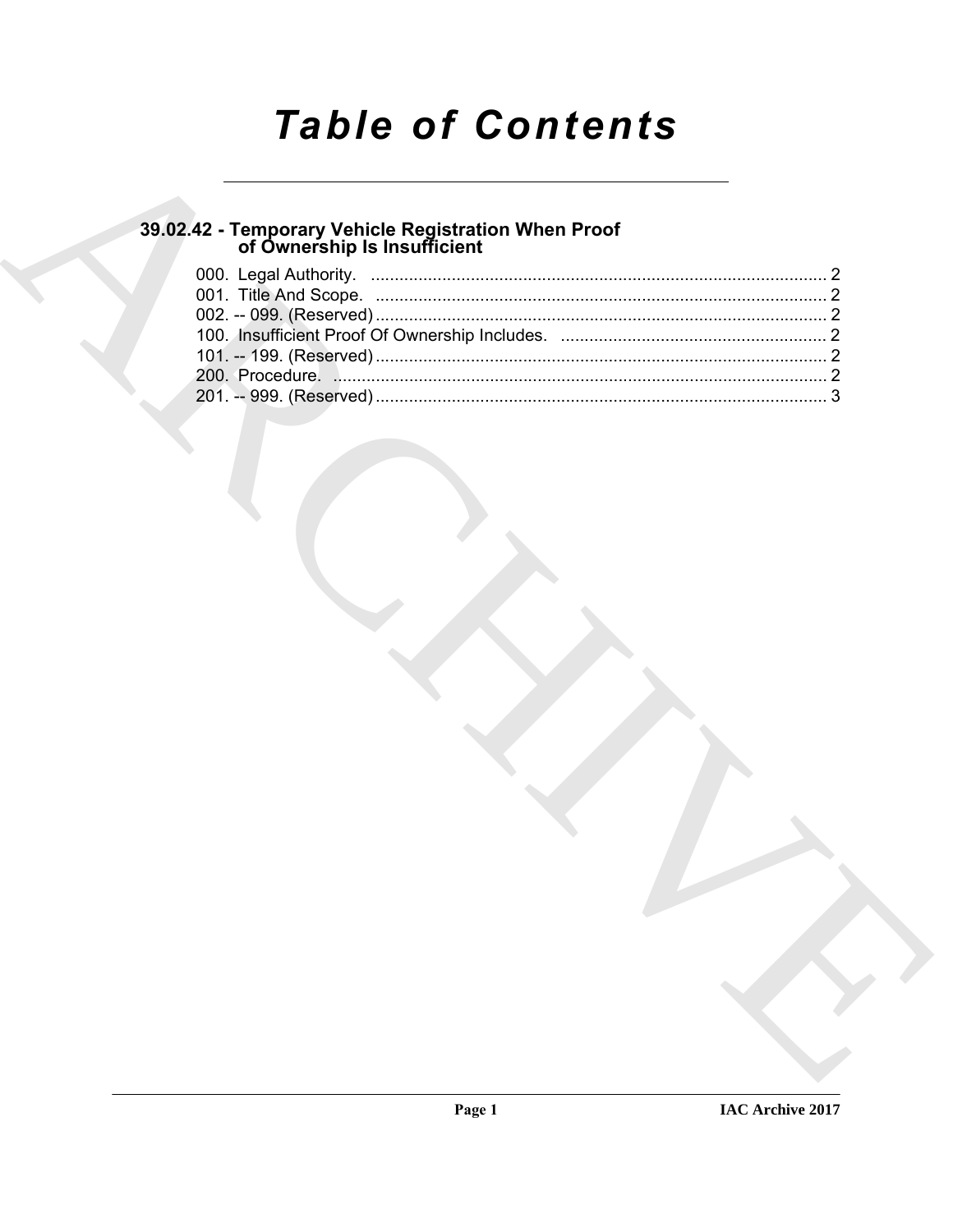# *Table of Contents*

## 39.02.42 - Temporary Vehicle Registration When Proof of Ownership Is Insufficient

000. Legal Authority. ................................................................................................ 2
001. Title And Scope. ............................................................................................... 2
002. -- 099. (Reserved) .............................................................................................. 2
100. Insufficient Proof Of Ownership Includes. ........................................................ 2
101. -- 199. (Reserved) .............................................................................................. 2
200. Procedure. ....................................................................................................... 2
201. -- 999. (Reserved) .............................................................................................. 3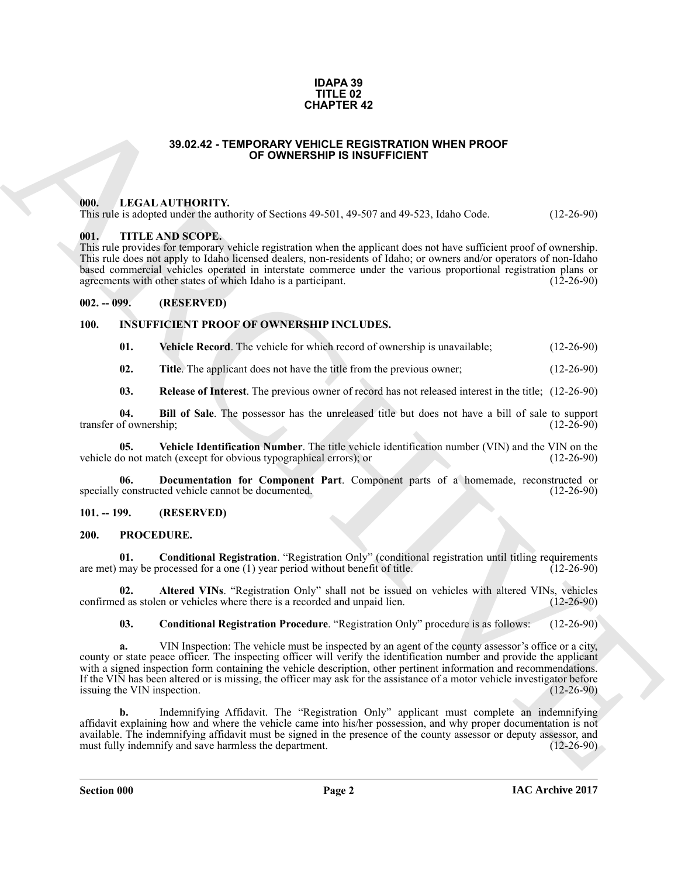# IDAPA 39
# TITLE 02
# CHAPTER 42

## 39.02.42 - TEMPORARY VEHICLE REGISTRATION WHEN PROOF OF OWNERSHIP IS INSUFFICIENT

### 000. LEGAL AUTHORITY.

This rule is adopted under the authority of Sections 49-501, 49-507 and 49-523, Idaho Code. (12-26-90)

### 001. TITLE AND SCOPE.

This rule provides for temporary vehicle registration when the applicant does not have sufficient proof of ownership. This rule does not apply to Idaho licensed dealers, non-residents of Idaho; or owners and/or operators of non-Idaho based commercial vehicles operated in interstate commerce under the various proportional registration plans or agreements with other states of which Idaho is a participant. (12-26-90)

### 002. -- 099. (RESERVED)

### 100. INSUFFICIENT PROOF OF OWNERSHIP INCLUDES.

**01. Vehicle Record**. The vehicle for which record of ownership is unavailable; (12-26-90)

**02. Title**. The applicant does not have the title from the previous owner; (12-26-90)

**03. Release of Interest**. The previous owner of record has not released interest in the title; (12-26-90)

**04. Bill of Sale**. The possessor has the unreleased title but does not have a bill of sale to support transfer of ownership; (12-26-90)

**05. Vehicle Identification Number**. The title vehicle identification number (VIN) and the VIN on the vehicle do not match (except for obvious typographical errors); or (12-26-90)

**06. Documentation for Component Part**. Component parts of a homemade, reconstructed or specially constructed vehicle cannot be documented. (12-26-90)

### 101. -- 199. (RESERVED)

### 200. PROCEDURE.

**01. Conditional Registration**. "Registration Only" (conditional registration until titling requirements are met) may be processed for a one (1) year period without benefit of title. (12-26-90)

**02. Altered VINs**. "Registration Only" shall not be issued on vehicles with altered VINs, vehicles confirmed as stolen or vehicles where there is a recorded and unpaid lien. (12-26-90)

**03. Conditional Registration Procedure**. "Registration Only" procedure is as follows: (12-26-90)

**a.** VIN Inspection: The vehicle must be inspected by an agent of the county assessor's office or a city, county or state peace officer. The inspecting officer will verify the identification number and provide the applicant with a signed inspection form containing the vehicle description, other pertinent information and recommendations. If the VIN has been altered or is missing, the officer may ask for the assistance of a motor vehicle investigator before issuing the VIN inspection. (12-26-90)

**b.** Indemnifying Affidavit. The "Registration Only" applicant must complete an indemnifying affidavit explaining how and where the vehicle came into his/her possession, and why proper documentation is not available. The indemnifying affidavit must be signed in the presence of the county assessor or deputy assessor, and must fully indemnify and save harmless the department. (12-26-90)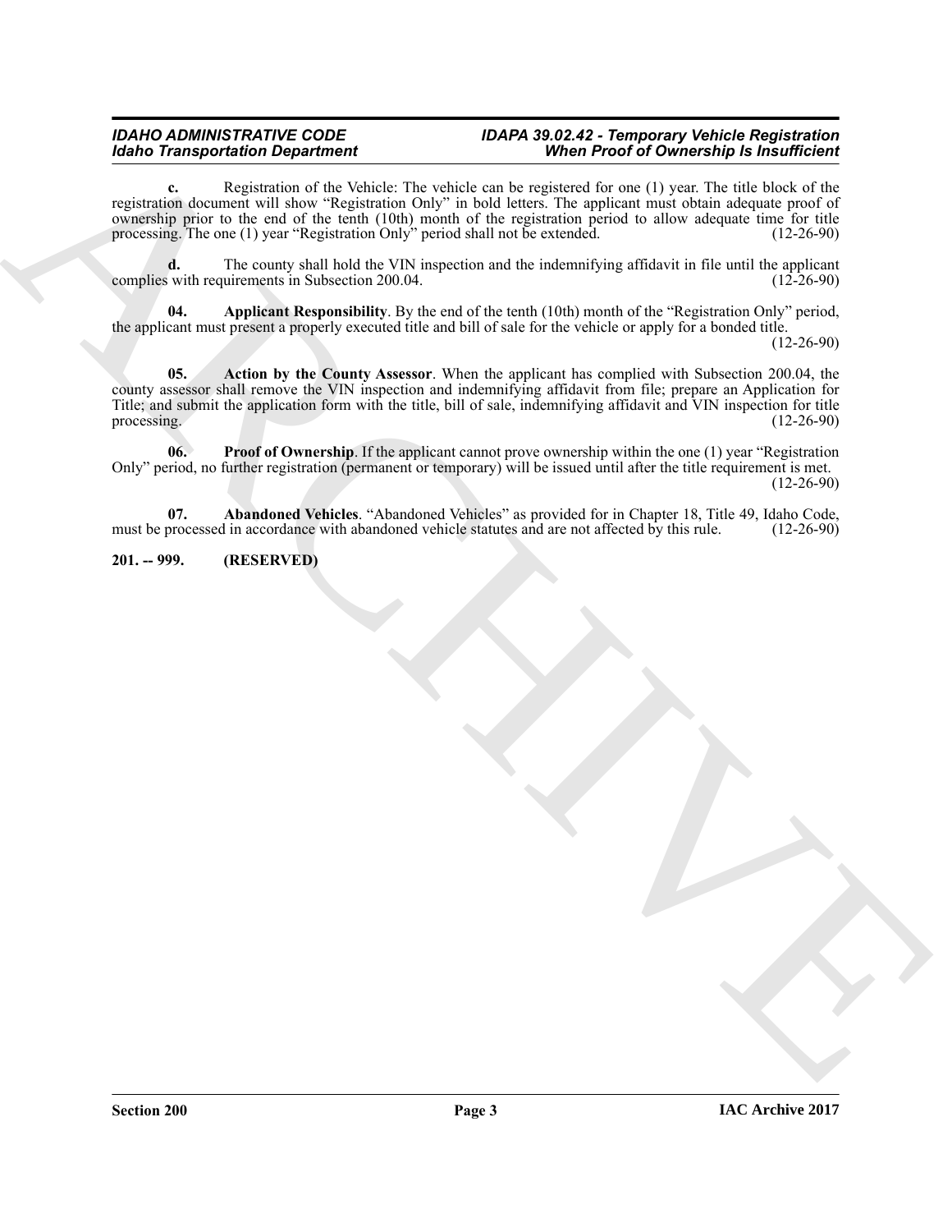**c.** Registration of the Vehicle: The vehicle can be registered for one (1) year. The title block of the registration document will show "Registration Only" in bold letters. The applicant must obtain adequate proof of ownership prior to the end of the tenth (10th) month of the registration period to allow adequate time for title processing. The one (1) year "Registration Only" period shall not be extended. (12-26-90)

**d.** The county shall hold the VIN inspection and the indemnifying affidavit in file until the applicant complies with requirements in Subsection 200.04. (12-26-90)

**04. Applicant Responsibility**. By the end of the tenth (10th) month of the "Registration Only" period, the applicant must present a properly executed title and bill of sale for the vehicle or apply for a bonded title. (12-26-90)

**05. Action by the County Assessor**. When the applicant has complied with Subsection 200.04, the county assessor shall remove the VIN inspection and indemnifying affidavit from file; prepare an Application for Title; and submit the application form with the title, bill of sale, indemnifying affidavit and VIN inspection for title processing. (12-26-90)

**06. Proof of Ownership**. If the applicant cannot prove ownership within the one (1) year "Registration Only" period, no further registration (permanent or temporary) will be issued until after the title requirement is met. (12-26-90)

**07. Abandoned Vehicles**. "Abandoned Vehicles" as provided for in Chapter 18, Title 49, Idaho Code, must be processed in accordance with abandoned vehicle statutes and are not affected by this rule. (12-26-90)

**201. -- 999. (RESERVED)**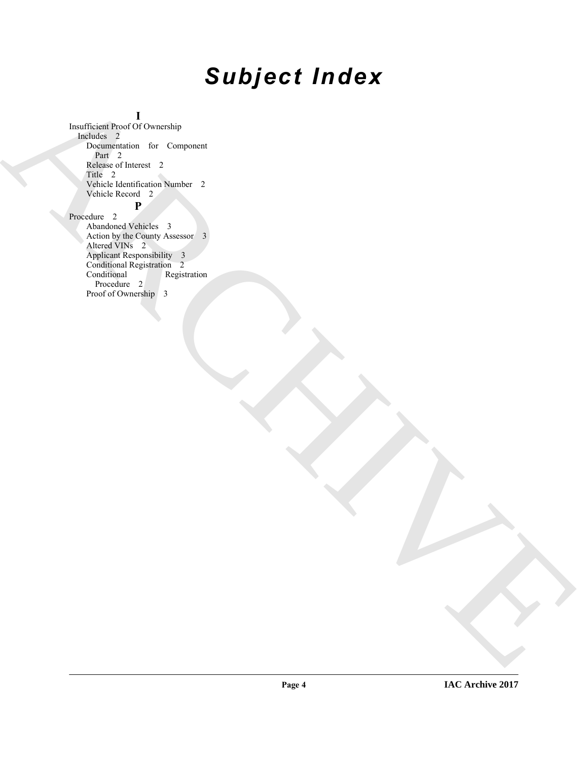# *Subject Index*

**I**

Insufficient Proof Of Ownership
- Includes 2
  - Documentation for Component Part 2
  - Release of Interest 2
  - Title 2
  - Vehicle Identification Number 2
  - Vehicle Record 2

**P**

Procedure 2
- Abandoned Vehicles 3
- Action by the County Assessor 3
- Altered VINs 2
- Applicant Responsibility 3
- Conditional Registration 2
- Conditional Registration Procedure 2
- Proof of Ownership 3